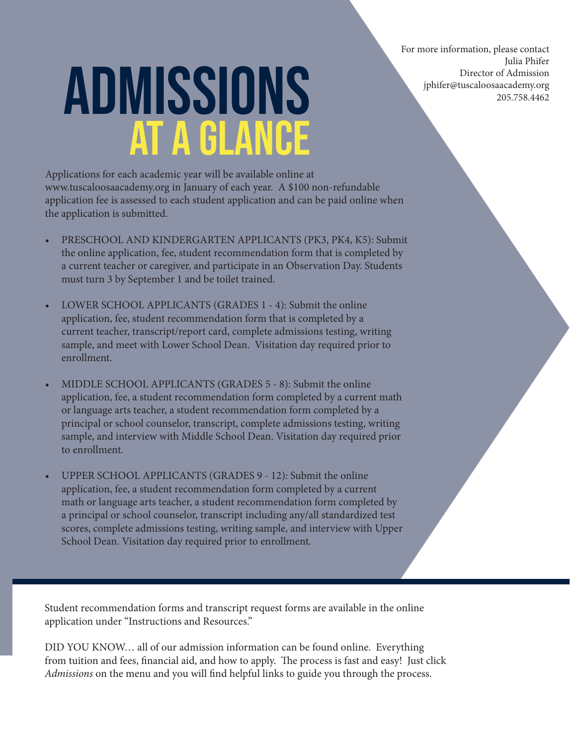For more information, please contact
Julia Phifer
Director of Admission
jphifer@tuscaloosaacademy.org
205.758.4462

# ADMISSIONS AT A GLANCE

Applications for each academic year will be available online at www.tuscaloosaacademy.org in January of each year. A $100 non-refundable application fee is assessed to each student application and can be paid online when the application is submitted.

- PRESCHOOL AND KINDERGARTEN APPLICANTS (PK3, PK4, K5): Submit the online application, fee, student recommendation form that is completed by a current teacher or caregiver, and participate in an Observation Day. Students must turn 3 by September 1 and be toilet trained.

- LOWER SCHOOL APPLICANTS (GRADES 1 - 4): Submit the online application, fee, student recommendation form that is completed by a current teacher, transcript/report card, complete admissions testing, writing sample, and meet with Lower School Dean. Visitation day required prior to enrollment.

- MIDDLE SCHOOL APPLICANTS (GRADES 5 - 8): Submit the online application, fee, a student recommendation form completed by a current math or language arts teacher, a student recommendation form completed by a principal or school counselor, transcript, complete admissions testing, writing sample, and interview with Middle School Dean. Visitation day required prior to enrollment.

- UPPER SCHOOL APPLICANTS (GRADES 9 - 12): Submit the online application, fee, a student recommendation form completed by a current math or language arts teacher, a student recommendation form completed by a principal or school counselor, transcript including any/all standardized test scores, complete admissions testing, writing sample, and interview with Upper School Dean. Visitation day required prior to enrollment.

Student recommendation forms and transcript request forms are available in the online application under "Instructions and Resources."

DID YOU KNOW… all of our admission information can be found online. Everything from tuition and fees, financial aid, and how to apply. The process is fast and easy! Just click *Admissions* on the menu and you will find helpful links to guide you through the process.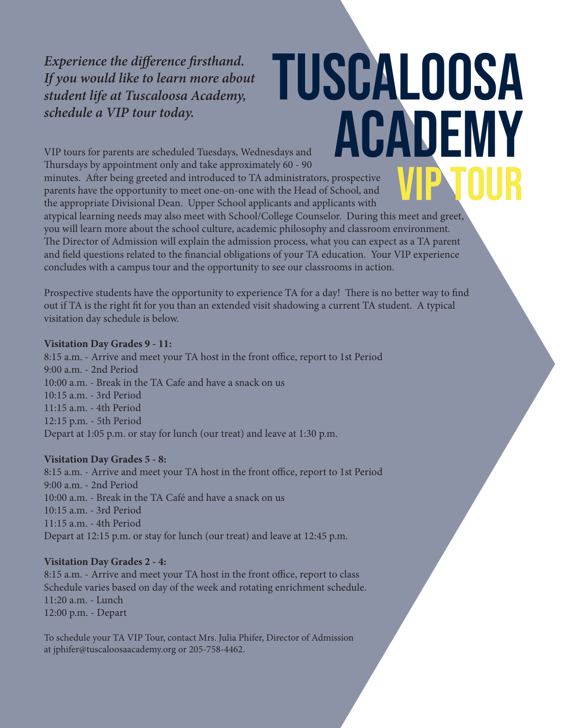# TUSCALOOSA ACADEMY

## VIP TOUR

***Experience the difference firsthand. If you would like to learn more about student life at Tuscaloosa Academy, schedule a VIP tour today.***

VIP tours for parents are scheduled Tuesdays, Wednesdays and Thursdays by appointment only and take approximately 60 - 90 minutes. After being greeted and introduced to TA administrators, prospective parents have the opportunity to meet one-on-one with the Head of School, and the appropriate Divisional Dean. Upper School applicants and applicants with atypical learning needs may also meet with School/College Counselor. During this meet and greet, you will learn more about the school culture, academic philosophy and classroom environment. The Director of Admission will explain the admission process, what you can expect as a TA parent and field questions related to the financial obligations of your TA education. Your VIP experience concludes with a campus tour and the opportunity to see our classrooms in action.

Prospective students have the opportunity to experience TA for a day! There is no better way to find out if TA is the right fit for you than an extended visit shadowing a current TA student. A typical visitation day schedule is below.

**Visitation Day Grades 9 - 11:**

8:15 a.m. - Arrive and meet your TA host in the front office, report to 1st Period
9:00 a.m. - 2nd Period
10:00 a.m. - Break in the TA Cafe and have a snack on us
10:15 a.m. - 3rd Period
11:15 a.m. - 4th Period
12:15 p.m. - 5th Period
Depart at 1:05 p.m. or stay for lunch (our treat) and leave at 1:30 p.m.

**Visitation Day Grades 5 - 8:**

8:15 a.m. - Arrive and meet your TA host in the front office, report to 1st Period
9:00 a.m. - 2nd Period
10:00 a.m. - Break in the TA Café and have a snack on us
10:15 a.m. - 3rd Period
11:15 a.m. - 4th Period
Depart at 12:15 p.m. or stay for lunch (our treat) and leave at 12:45 p.m.

**Visitation Day Grades 2 - 4:**

8:15 a.m. - Arrive and meet your TA host in the front office, report to class
Schedule varies based on day of the week and rotating enrichment schedule.
11:20 a.m. - Lunch
12:00 p.m. - Depart

To schedule your TA VIP Tour, contact Mrs. Julia Phifer, Director of Admission at jphifer@tuscaloosaacademy.org or 205-758-4462.